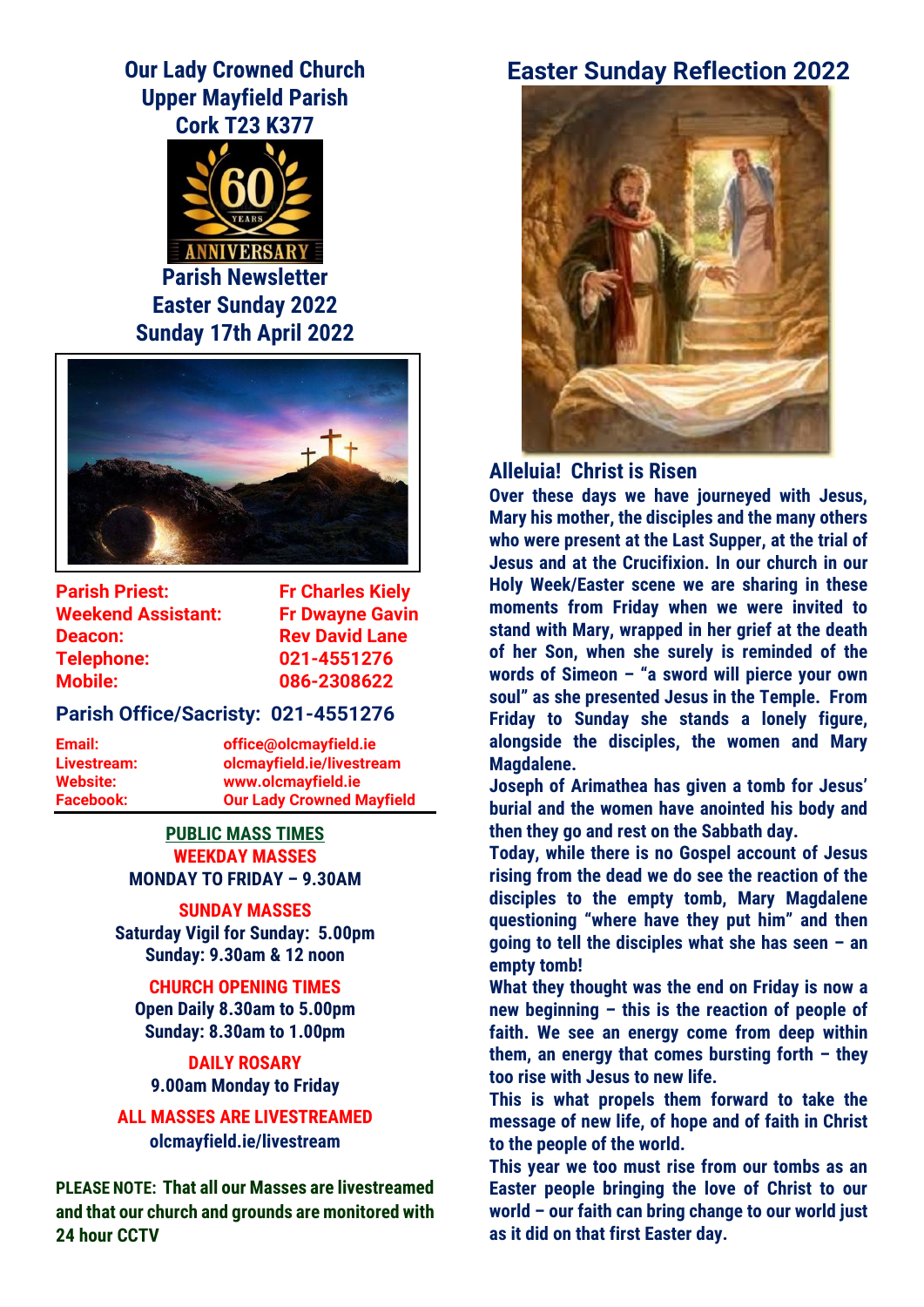# Our Lady Crowned Church
# Upper Mayfield Parish
# Cork T23 K377

60 YEARS ANNIVERSARY

## Parish Newsletter
## Easter Sunday 2022
## Sunday 17th April 2022

| | |
|---|---|
| **Parish Priest:** | **Fr Charles Kiely** |
| **Weekend Assistant:** | **Fr Dwayne Gavin** |
| **Deacon:** | **Rev David Lane** |
| **Telephone:** | **021-4551276** |
| **Mobile:** | **086-2308622** |

**Parish Office/Sacristy: 021-4551276**

| | |
|---|---|
| **Email:** | **office@olcmayfield.ie** |
| **Livestream:** | **olcmayfield.ie/livestream** |
| **Website:** | **www.olcmayfield.ie** |
| **Facebook:** | **Our Lady Crowned Mayfield** |

**PUBLIC MASS TIMES**

**WEEKDAY MASSES**

**MONDAY TO FRIDAY – 9.30AM**

**SUNDAY MASSES**

**Saturday Vigil for Sunday: 5.00pm**
**Sunday: 9.30am & 12 noon**

**CHURCH OPENING TIMES**

**Open Daily 8.30am to 5.00pm**
**Sunday: 8.30am to 1.00pm**

**DAILY ROSARY**

**9.00am Monday to Friday**

**ALL MASSES ARE LIVESTREAMED**

**olcmayfield.ie/livestream**

**PLEASE NOTE: That all our Masses are livestreamed and that our church and grounds are monitored with 24 hour CCTV**

## Easter Sunday Reflection 2022

### Alleluia! Christ is Risen

**Over these days we have journeyed with Jesus, Mary his mother, the disciples and the many others who were present at the Last Supper, at the trial of Jesus and at the Crucifixion. In our church in our Holy Week/Easter scene we are sharing in these moments from Friday when we were invited to stand with Mary, wrapped in her grief at the death of her Son, when she surely is reminded of the words of Simeon – "a sword will pierce your own soul" as she presented Jesus in the Temple. From Friday to Sunday she stands a lonely figure, alongside the disciples, the women and Mary Magdalene.**

**Joseph of Arimathea has given a tomb for Jesus' burial and the women have anointed his body and then they go and rest on the Sabbath day.**

**Today, while there is no Gospel account of Jesus rising from the dead we do see the reaction of the disciples to the empty tomb, Mary Magdalene questioning "where have they put him" and then going to tell the disciples what she has seen – an empty tomb!**

**What they thought was the end on Friday is now a new beginning – this is the reaction of people of faith. We see an energy come from deep within them, an energy that comes bursting forth – they too rise with Jesus to new life.**

**This is what propels them forward to take the message of new life, of hope and of faith in Christ to the people of the world.**

**This year we too must rise from our tombs as an Easter people bringing the love of Christ to our world – our faith can bring change to our world just as it did on that first Easter day.**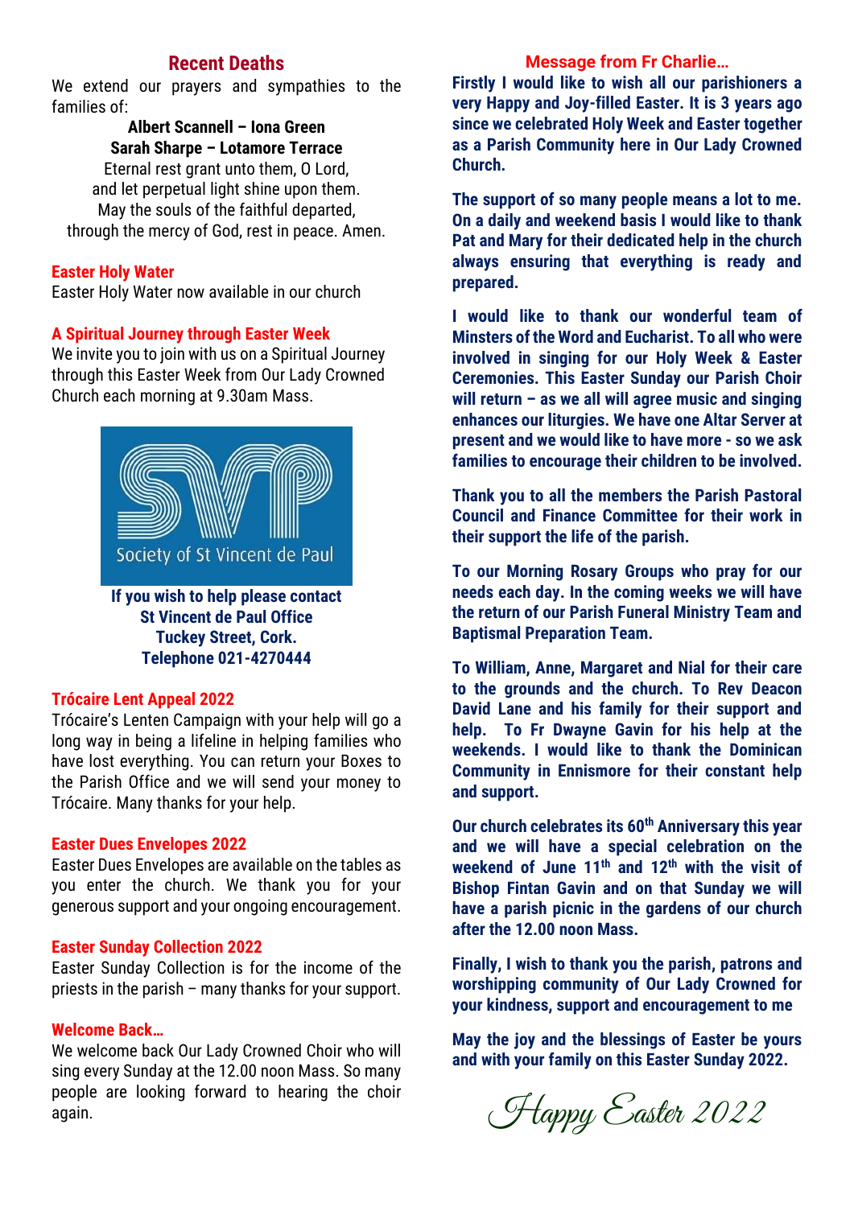## Recent Deaths

We extend our prayers and sympathies to the families of:

**Albert Scannell – Iona Green**
**Sarah Sharpe – Lotamore Terrace**

Eternal rest grant unto them, O Lord,
and let perpetual light shine upon them.
May the souls of the faithful departed,
through the mercy of God, rest in peace. Amen.

## Easter Holy Water

Easter Holy Water now available in our church

## A Spiritual Journey through Easter Week

We invite you to join with us on a Spiritual Journey through this Easter Week from Our Lady Crowned Church each morning at 9.30am Mass.

SVP
Society of St Vincent de Paul

**If you wish to help please contact St Vincent de Paul Office Tuckey Street, Cork. Telephone 021-4270444**

## Trócaire Lent Appeal 2022

Trócaire's Lenten Campaign with your help will go a long way in being a lifeline in helping families who have lost everything. You can return your Boxes to the Parish Office and we will send your money to Trócaire. Many thanks for your help.

## Easter Dues Envelopes 2022

Easter Dues Envelopes are available on the tables as you enter the church. We thank you for your generous support and your ongoing encouragement.

## Easter Sunday Collection 2022

Easter Sunday Collection is for the income of the priests in the parish – many thanks for your support.

## Welcome Back…

We welcome back Our Lady Crowned Choir who will sing every Sunday at the 12.00 noon Mass. So many people are looking forward to hearing the choir again.

## Message from Fr Charlie…

**Firstly I would like to wish all our parishioners a very Happy and Joy-filled Easter. It is 3 years ago since we celebrated Holy Week and Easter together as a Parish Community here in Our Lady Crowned Church.**

**The support of so many people means a lot to me. On a daily and weekend basis I would like to thank Pat and Mary for their dedicated help in the church always ensuring that everything is ready and prepared.**

**I would like to thank our wonderful team of Minsters of the Word and Eucharist. To all who were involved in singing for our Holy Week & Easter Ceremonies. This Easter Sunday our Parish Choir will return – as we all will agree music and singing enhances our liturgies. We have one Altar Server at present and we would like to have more - so we ask families to encourage their children to be involved.**

**Thank you to all the members the Parish Pastoral Council and Finance Committee for their work in their support the life of the parish.**

**To our Morning Rosary Groups who pray for our needs each day. In the coming weeks we will have the return of our Parish Funeral Ministry Team and Baptismal Preparation Team.**

**To William, Anne, Margaret and Nial for their care to the grounds and the church. To Rev Deacon David Lane and his family for their support and help. To Fr Dwayne Gavin for his help at the weekends. I would like to thank the Dominican Community in Ennismore for their constant help and support.**

**Our church celebrates its 60th Anniversary this year and we will have a special celebration on the weekend of June 11th and 12th with the visit of Bishop Fintan Gavin and on that Sunday we will have a parish picnic in the gardens of our church after the 12.00 noon Mass.**

**Finally, I wish to thank you the parish, patrons and worshipping community of Our Lady Crowned for your kindness, support and encouragement to me**

**May the joy and the blessings of Easter be yours and with your family on this Easter Sunday 2022.**

*Happy Easter 2022*